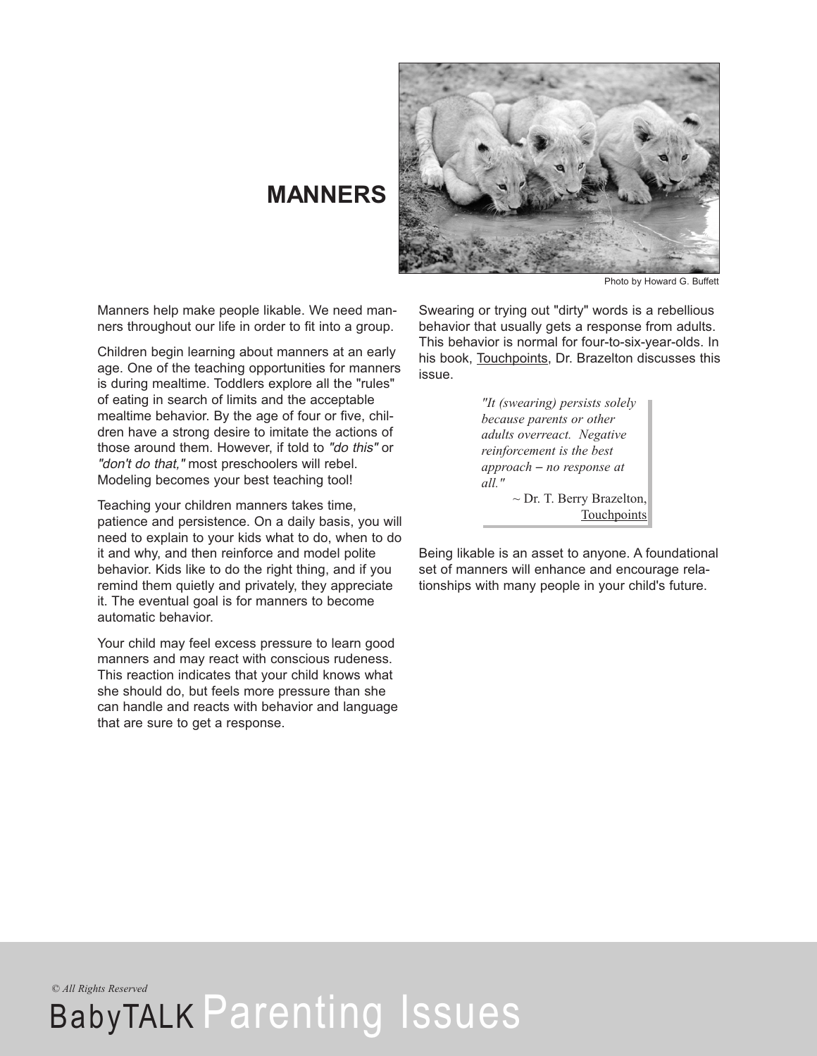# MANNERS

Photo by Howard G. Buffett

Manners help make people likable. We need manners throughout our life in order to fit into a group.

Children begin learning about manners at an early age. One of the teaching opportunities for manners is during mealtime. Toddlers explore all the "rules" of eating in search of limits and the acceptable mealtime behavior. By the age of four or five, children have a strong desire to imitate the actions of those around them. However, if told to *"do this"* or *"don't do that,"* most preschoolers will rebel. Modeling becomes your best teaching tool!

Teaching your children manners takes time, patience and persistence. On a daily basis, you will need to explain to your kids what to do, when to do it and why, and then reinforce and model polite behavior. Kids like to do the right thing, and if you remind them quietly and privately, they appreciate it. The eventual goal is for manners to become automatic behavior.

Your child may feel excess pressure to learn good manners and may react with conscious rudeness. This reaction indicates that your child knows what she should do, but feels more pressure than she can handle and reacts with behavior and language that are sure to get a response.

Swearing or trying out "dirty" words is a rebellious behavior that usually gets a response from adults. This behavior is normal for four-to-six-year-olds. In his book, Touchpoints, Dr. Brazelton discusses this issue.

> *"It (swearing) persists solely because parents or other adults overreact. Negative reinforcement is the best approach – no response at all."*
>
> ~ Dr. T. Berry Brazelton, Touchpoints

Being likable is an asset to anyone. A foundational set of manners will enhance and encourage relationships with many people in your child's future.

*© All Rights Reserved*

BabyTALK Parenting Issues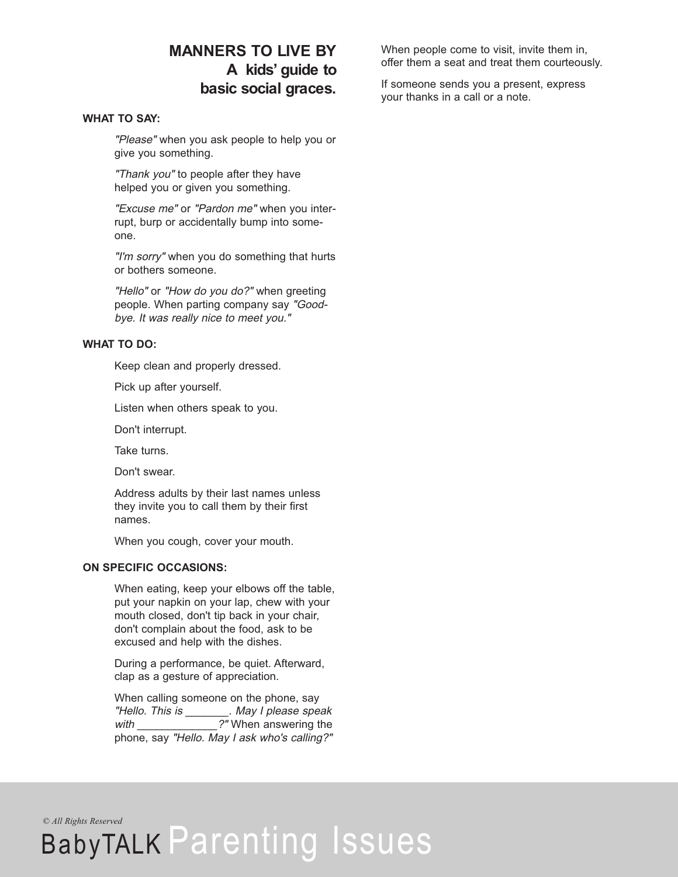## MANNERS TO LIVE BY
### A kids' guide to basic social graces.

**WHAT TO SAY:**

*"Please"* when you ask people to help you or give you something.

*"Thank you"* to people after they have helped you or given you something.

*"Excuse me"* or *"Pardon me"* when you interrupt, burp or accidentally bump into someone.

*"I'm sorry"* when you do something that hurts or bothers someone.

*"Hello"* or *"How do you do?"* when greeting people. When parting company say *"Good-bye. It was really nice to meet you."*

**WHAT TO DO:**

Keep clean and properly dressed.

Pick up after yourself.

Listen when others speak to you.

Don't interrupt.

Take turns.

Don't swear.

Address adults by their last names unless they invite you to call them by their first names.

When you cough, cover your mouth.

**ON SPECIFIC OCCASIONS:**

When eating, keep your elbows off the table, put your napkin on your lap, chew with your mouth closed, don't tip back in your chair, don't complain about the food, ask to be excused and help with the dishes.

During a performance, be quiet. Afterward, clap as a gesture of appreciation.

When calling someone on the phone, say *"Hello. This is _______. May I please speak with _____________?"* When answering the phone, say *"Hello. May I ask who's calling?"*

When people come to visit, invite them in, offer them a seat and treat them courteously.

If someone sends you a present, express your thanks in a call or a note.

*© All Rights Reserved*

BabyTALK Parenting Issues